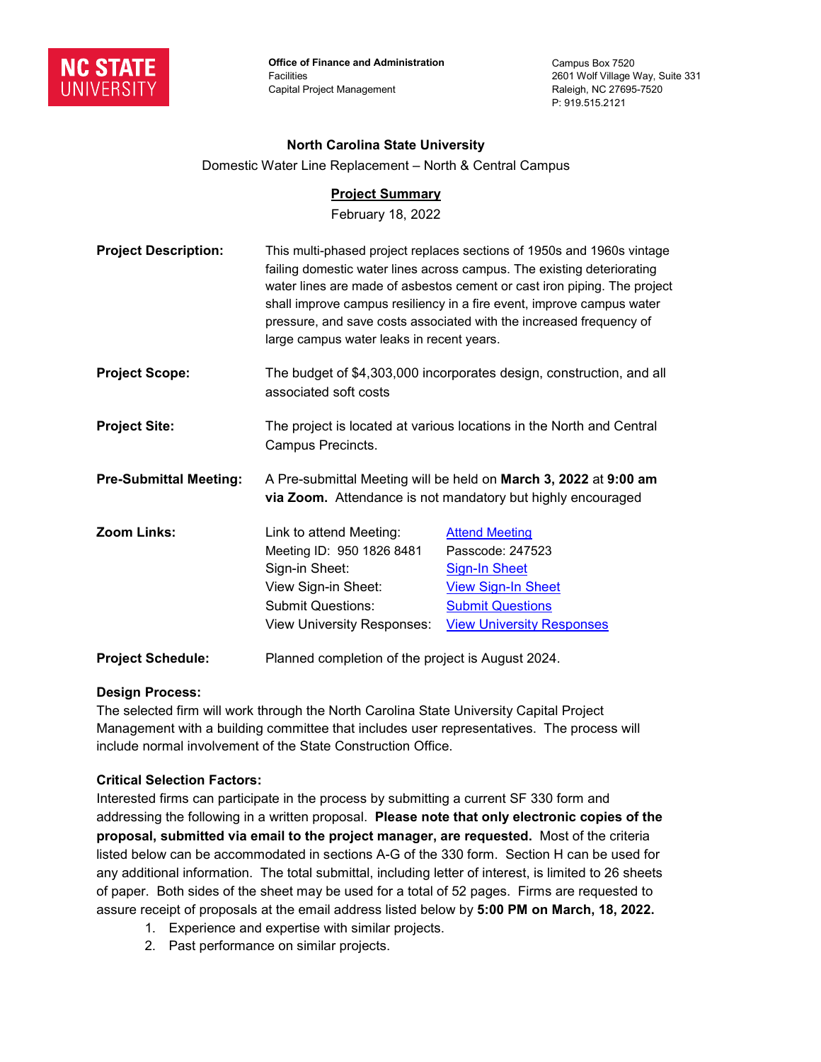NC STATE UNIVERSITY

**Office of Finance and Administration**
Facilities
Capital Project Management

Campus Box 7520
2601 Wolf Village Way, Suite 331
Raleigh, NC 27695-7520
P: 919.515.2121

**North Carolina State University**

Domestic Water Line Replacement – North & Central Campus

**Project Summary**

February 18, 2022

**Project Description:** This multi-phased project replaces sections of 1950s and 1960s vintage failing domestic water lines across campus. The existing deteriorating water lines are made of asbestos cement or cast iron piping. The project shall improve campus resiliency in a fire event, improve campus water pressure, and save costs associated with the increased frequency of large campus water leaks in recent years.

**Project Scope:** The budget of $4,303,000 incorporates design, construction, and all associated soft costs

**Project Site:** The project is located at various locations in the North and Central Campus Precincts.

**Pre-Submittal Meeting:** A Pre-submittal Meeting will be held on **March 3, 2022** at **9:00 am via Zoom.** Attendance is not mandatory but highly encouraged

**Zoom Links:**

| | |
|---|---|
| Link to attend Meeting: | Attend Meeting |
| Meeting ID: 950 1826 8481 | Passcode: 247523 |
| Sign-in Sheet: | Sign-In Sheet |
| View Sign-in Sheet: | View Sign-In Sheet |
| Submit Questions: | Submit Questions |
| View University Responses: | View University Responses |

**Project Schedule:** Planned completion of the project is August 2024.

**Design Process:**
The selected firm will work through the North Carolina State University Capital Project Management with a building committee that includes user representatives. The process will include normal involvement of the State Construction Office.

**Critical Selection Factors:**
Interested firms can participate in the process by submitting a current SF 330 form and addressing the following in a written proposal. **Please note that only electronic copies of the proposal, submitted via email to the project manager, are requested.** Most of the criteria listed below can be accommodated in sections A-G of the 330 form. Section H can be used for any additional information. The total submittal, including letter of interest, is limited to 26 sheets of paper. Both sides of the sheet may be used for a total of 52 pages. Firms are requested to assure receipt of proposals at the email address listed below by **5:00 PM on March, 18, 2022.**

1. Experience and expertise with similar projects.
2. Past performance on similar projects.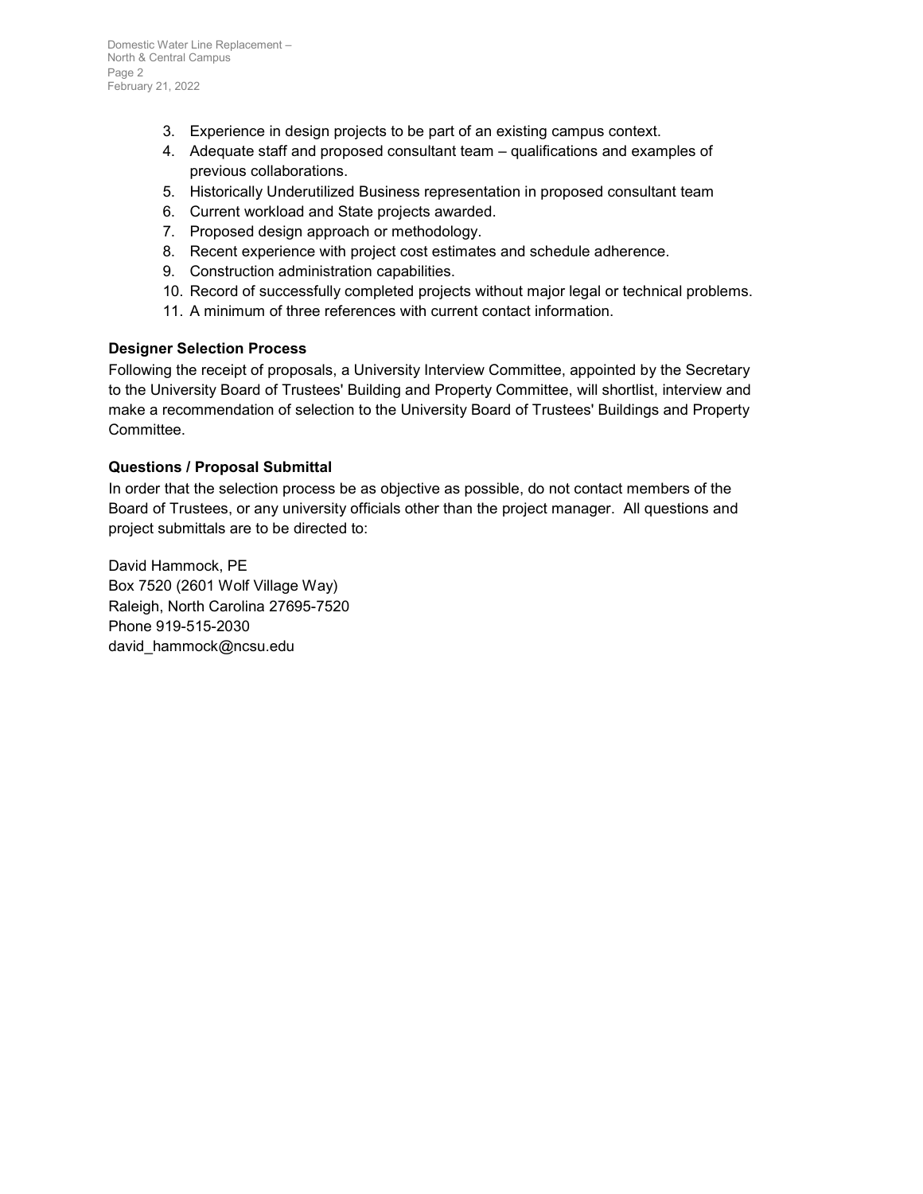3. Experience in design projects to be part of an existing campus context.
4. Adequate staff and proposed consultant team – qualifications and examples of previous collaborations.
5. Historically Underutilized Business representation in proposed consultant team
6. Current workload and State projects awarded.
7. Proposed design approach or methodology.
8. Recent experience with project cost estimates and schedule adherence.
9. Construction administration capabilities.
10. Record of successfully completed projects without major legal or technical problems.
11. A minimum of three references with current contact information.

**Designer Selection Process**

Following the receipt of proposals, a University Interview Committee, appointed by the Secretary to the University Board of Trustees' Building and Property Committee, will shortlist, interview and make a recommendation of selection to the University Board of Trustees' Buildings and Property Committee.

**Questions / Proposal Submittal**

In order that the selection process be as objective as possible, do not contact members of the Board of Trustees, or any university officials other than the project manager. All questions and project submittals are to be directed to:

David Hammock, PE
Box 7520 (2601 Wolf Village Way)
Raleigh, North Carolina 27695-7520
Phone 919-515-2030
david_hammock@ncsu.edu